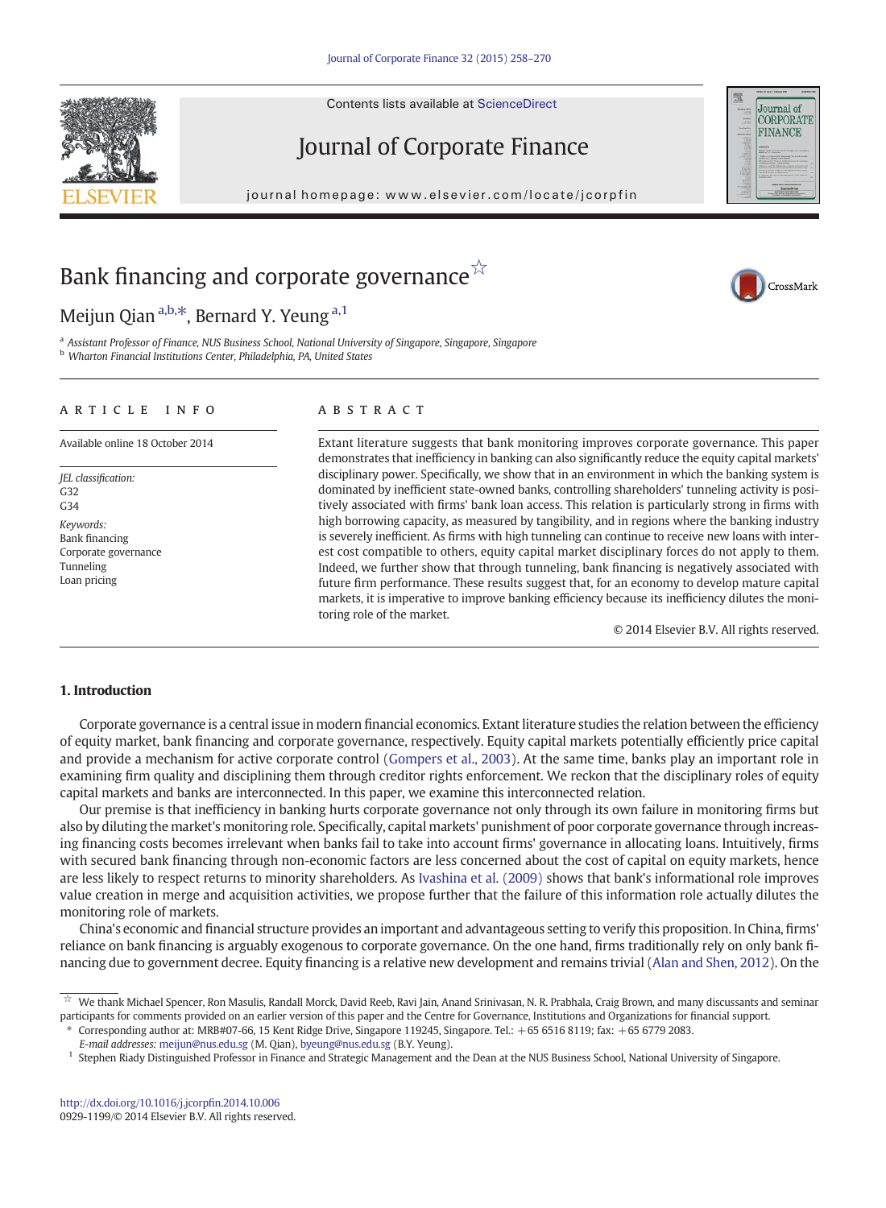# Bank financing and corporate governance[☆]

Meijun Qian[a,b,*], Bernard Y. Yeung[a,1]

[a] Assistant Professor of Finance, NUS Business School, National University of Singapore, Singapore, Singapore
[b] Wharton Financial Institutions Center, Philadelphia, PA, United States

## ARTICLE INFO

Available online 18 October 2014

*JEL classification:*
G32
G34

*Keywords:*
Bank financing
Corporate governance
Tunneling
Loan pricing

## ABSTRACT

Extant literature suggests that bank monitoring improves corporate governance. This paper demonstrates that inefficiency in banking can also significantly reduce the equity capital markets' disciplinary power. Specifically, we show that in an environment in which the banking system is dominated by inefficient state-owned banks, controlling shareholders' tunneling activity is positively associated with firms' bank loan access. This relation is particularly strong in firms with high borrowing capacity, as measured by tangibility, and in regions where the banking industry is severely inefficient. As firms with high tunneling can continue to receive new loans with interest cost compatible to others, equity capital market disciplinary forces do not apply to them. Indeed, we further show that through tunneling, bank financing is negatively associated with future firm performance. These results suggest that, for an economy to develop mature capital markets, it is imperative to improve banking efficiency because its inefficiency dilutes the monitoring role of the market.

© 2014 Elsevier B.V. All rights reserved.

## 1. Introduction

Corporate governance is a central issue in modern financial economics. Extant literature studies the relation between the efficiency of equity market, bank financing and corporate governance, respectively. Equity capital markets potentially efficiently price capital and provide a mechanism for active corporate control (Gompers et al., 2003). At the same time, banks play an important role in examining firm quality and disciplining them through creditor rights enforcement. We reckon that the disciplinary roles of equity capital markets and banks are interconnected. In this paper, we examine this interconnected relation.

Our premise is that inefficiency in banking hurts corporate governance not only through its own failure in monitoring firms but also by diluting the market's monitoring role. Specifically, capital markets' punishment of poor corporate governance through increasing financing costs becomes irrelevant when banks fail to take into account firms' governance in allocating loans. Intuitively, firms with secured bank financing through non-economic factors are less concerned about the cost of capital on equity markets, hence are less likely to respect returns to minority shareholders. As Ivashina et al. (2009) shows that bank's informational role improves value creation in merge and acquisition activities, we propose further that the failure of this information role actually dilutes the monitoring role of markets.

China's economic and financial structure provides an important and advantageous setting to verify this proposition. In China, firms' reliance on bank financing is arguably exogenous to corporate governance. On the one hand, firms traditionally rely on only bank financing due to government decree. Equity financing is a relative new development and remains trivial (Alan and Shen, 2012). On the

---

[☆] We thank Michael Spencer, Ron Masulis, Randall Morck, David Reeb, Ravi Jain, Anand Srinivasan, N. R. Prabhala, Craig Brown, and many discussants and seminar participants for comments provided on an earlier version of this paper and the Centre for Governance, Institutions and Organizations for financial support.

[*] Corresponding author at: MRB#07-66, 15 Kent Ridge Drive, Singapore 119245, Singapore. Tel.: +65 6516 8119; fax: +65 6779 2083.
*E-mail addresses:* meijun@nus.edu.sg (M. Qian), byeung@nus.edu.sg (B.Y. Yeung).

[1] Stephen Riady Distinguished Professor in Finance and Strategic Management and the Dean at the NUS Business School, National University of Singapore.

http://dx.doi.org/10.1016/j.jcorpfin.2014.10.006
0929-1199/© 2014 Elsevier B.V. All rights reserved.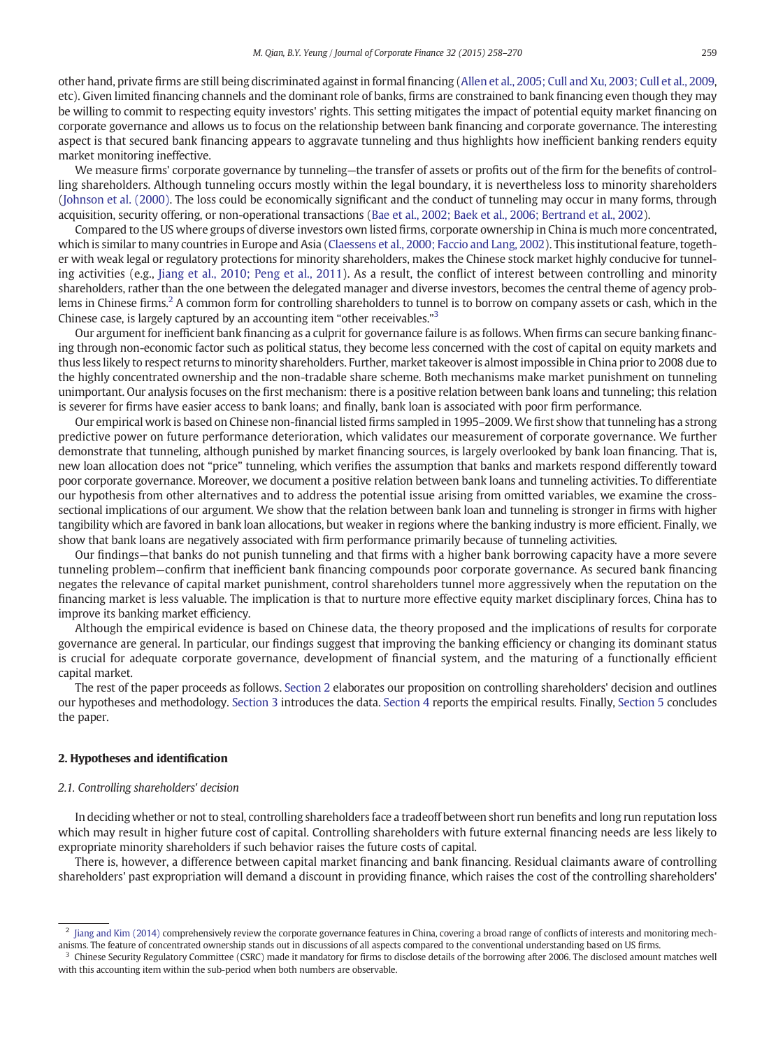other hand, private firms are still being discriminated against in formal financing (Allen et al., 2005; Cull and Xu, 2003; Cull et al., 2009, etc). Given limited financing channels and the dominant role of banks, firms are constrained to bank financing even though they may be willing to commit to respecting equity investors' rights. This setting mitigates the impact of potential equity market financing on corporate governance and allows us to focus on the relationship between bank financing and corporate governance. The interesting aspect is that secured bank financing appears to aggravate tunneling and thus highlights how inefficient banking renders equity market monitoring ineffective.

We measure firms' corporate governance by tunneling—the transfer of assets or profits out of the firm for the benefits of controlling shareholders. Although tunneling occurs mostly within the legal boundary, it is nevertheless loss to minority shareholders (Johnson et al. (2000). The loss could be economically significant and the conduct of tunneling may occur in many forms, through acquisition, security offering, or non-operational transactions (Bae et al., 2002; Baek et al., 2006; Bertrand et al., 2002).

Compared to the US where groups of diverse investors own listed firms, corporate ownership in China is much more concentrated, which is similar to many countries in Europe and Asia (Claessens et al., 2000; Faccio and Lang, 2002). This institutional feature, together with weak legal or regulatory protections for minority shareholders, makes the Chinese stock market highly conducive for tunneling activities (e.g., Jiang et al., 2010; Peng et al., 2011). As a result, the conflict of interest between controlling and minority shareholders, rather than the one between the delegated manager and diverse investors, becomes the central theme of agency problems in Chinese firms.[2] A common form for controlling shareholders to tunnel is to borrow on company assets or cash, which in the Chinese case, is largely captured by an accounting item "other receivables."[3]

Our argument for inefficient bank financing as a culprit for governance failure is as follows. When firms can secure banking financing through non-economic factor such as political status, they become less concerned with the cost of capital on equity markets and thus less likely to respect returns to minority shareholders. Further, market takeover is almost impossible in China prior to 2008 due to the highly concentrated ownership and the non-tradable share scheme. Both mechanisms make market punishment on tunneling unimportant. Our analysis focuses on the first mechanism: there is a positive relation between bank loans and tunneling; this relation is severer for firms have easier access to bank loans; and finally, bank loan is associated with poor firm performance.

Our empirical work is based on Chinese non-financial listed firms sampled in 1995–2009. We first show that tunneling has a strong predictive power on future performance deterioration, which validates our measurement of corporate governance. We further demonstrate that tunneling, although punished by market financing sources, is largely overlooked by bank loan financing. That is, new loan allocation does not "price" tunneling, which verifies the assumption that banks and markets respond differently toward poor corporate governance. Moreover, we document a positive relation between bank loans and tunneling activities. To differentiate our hypothesis from other alternatives and to address the potential issue arising from omitted variables, we examine the cross-sectional implications of our argument. We show that the relation between bank loan and tunneling is stronger in firms with higher tangibility which are favored in bank loan allocations, but weaker in regions where the banking industry is more efficient. Finally, we show that bank loans are negatively associated with firm performance primarily because of tunneling activities.

Our findings—that banks do not punish tunneling and that firms with a higher bank borrowing capacity have a more severe tunneling problem—confirm that inefficient bank financing compounds poor corporate governance. As secured bank financing negates the relevance of capital market punishment, control shareholders tunnel more aggressively when the reputation on the financing market is less valuable. The implication is that to nurture more effective equity market disciplinary forces, China has to improve its banking market efficiency.

Although the empirical evidence is based on Chinese data, the theory proposed and the implications of results for corporate governance are general. In particular, our findings suggest that improving the banking efficiency or changing its dominant status is crucial for adequate corporate governance, development of financial system, and the maturing of a functionally efficient capital market.

The rest of the paper proceeds as follows. Section 2 elaborates our proposition on controlling shareholders' decision and outlines our hypotheses and methodology. Section 3 introduces the data. Section 4 reports the empirical results. Finally, Section 5 concludes the paper.

## 2. Hypotheses and identification

### 2.1. Controlling shareholders' decision

In deciding whether or not to steal, controlling shareholders face a tradeoff between short run benefits and long run reputation loss which may result in higher future cost of capital. Controlling shareholders with future external financing needs are less likely to expropriate minority shareholders if such behavior raises the future costs of capital.

There is, however, a difference between capital market financing and bank financing. Residual claimants aware of controlling shareholders' past expropriation will demand a discount in providing finance, which raises the cost of the controlling shareholders'

[2] Jiang and Kim (2014) comprehensively review the corporate governance features in China, covering a broad range of conflicts of interests and monitoring mechanisms. The feature of concentrated ownership stands out in discussions of all aspects compared to the conventional understanding based on US firms.

[3] Chinese Security Regulatory Committee (CSRC) made it mandatory for firms to disclose details of the borrowing after 2006. The disclosed amount matches well with this accounting item within the sub-period when both numbers are observable.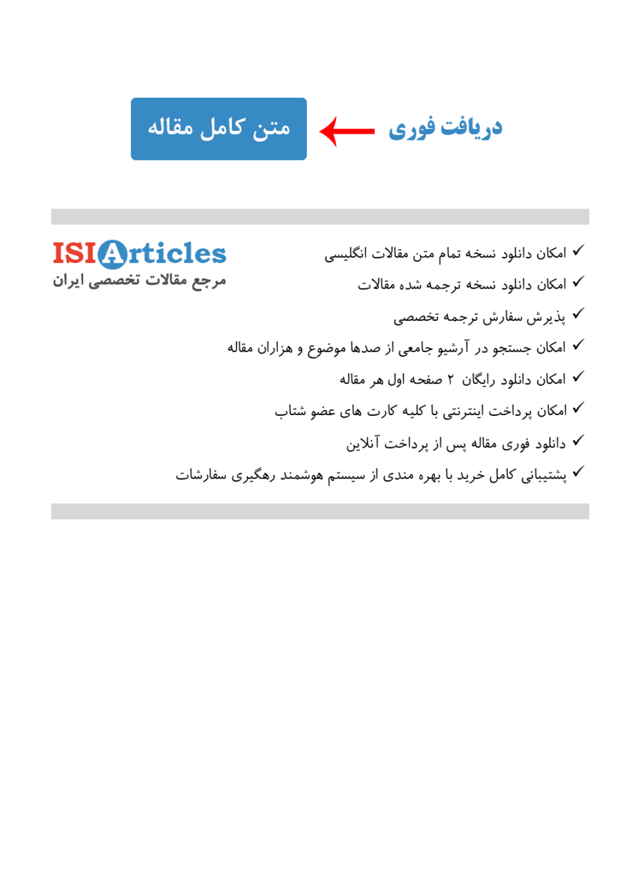دریافت فوری ← متن کامل مقاله

**ISIArticles**
مرجع مقالات تخصصی ایران

- ✓ امکان دانلود نسخه تمام متن مقالات انگلیسی
- ✓ امکان دانلود نسخه ترجمه شده مقالات
- ✓ پذیرش سفارش ترجمه تخصصی
- ✓ امکان جستجو در آرشیو جامعی از صدها موضوع و هزاران مقاله
- ✓ امکان دانلود رایگان ۲ صفحه اول هر مقاله
- ✓ امکان پرداخت اینترنتی با کلیه کارت های عضو شتاب
- ✓ دانلود فوری مقاله پس از پرداخت آنلاین
- ✓ پشتیبانی کامل خرید با بهره مندی از سیستم هوشمند رهگیری سفارشات